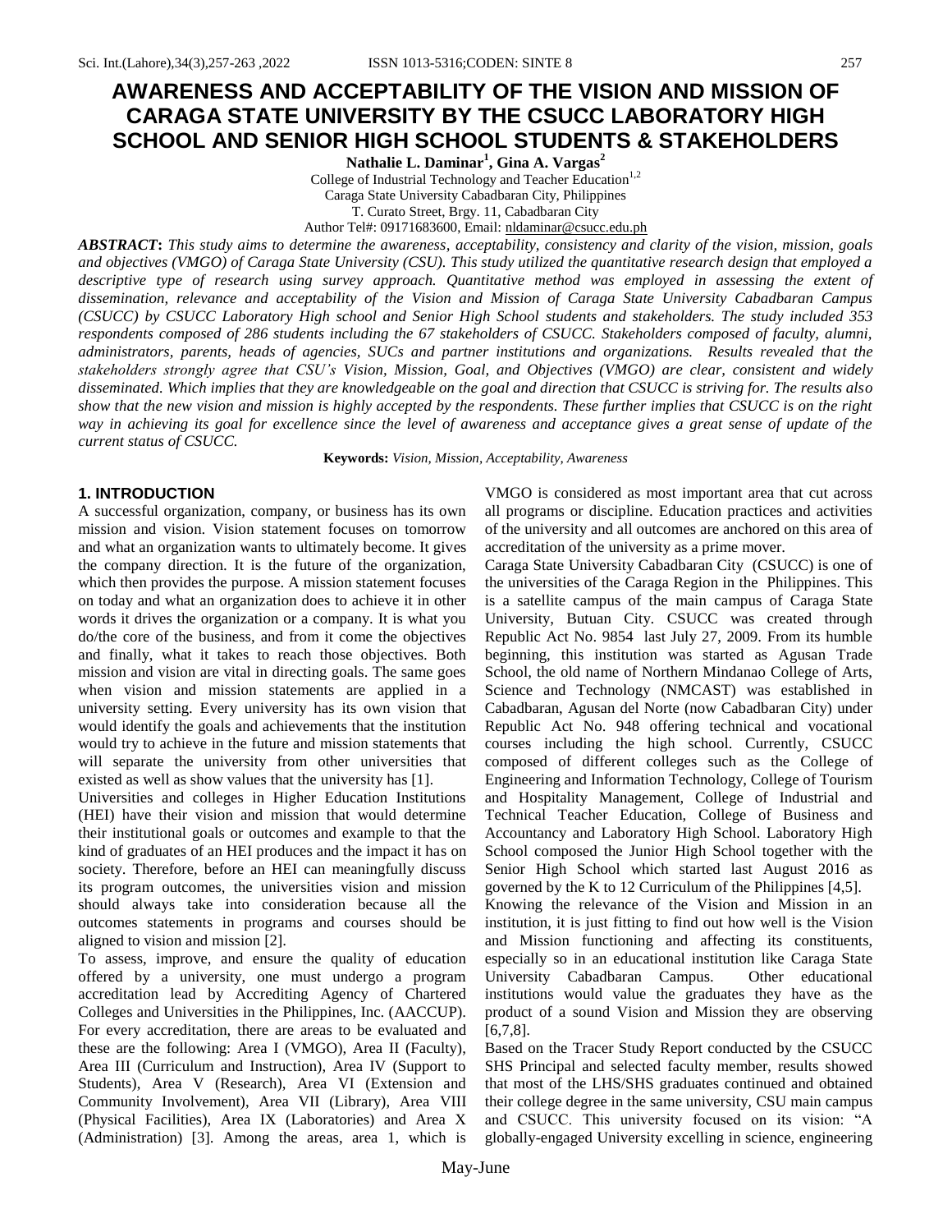# AWARENESS AND ACCEPTABILITY OF THE VISION AND MISSION OF CARAGA STATE UNIVERSITY BY THE CSUCC LABORATORY HIGH SCHOOL AND SENIOR HIGH SCHOOL STUDENTS & STAKEHOLDERS

**Nathalie L. Daminar[1], Gina A. Vargas[2]**

College of Industrial Technology and Teacher Education[1,2]
Caraga State University Cabadbaran City, Philippines
T. Curato Street, Brgy. 11, Cabadbaran City
Author Tel#: 09171683600, Email: nldaminar@csucc.edu.ph

***ABSTRACT*: *This study aims to determine the awareness, acceptability, consistency and clarity of the vision, mission, goals and objectives (VMGO) of Caraga State University (CSU). This study utilized the quantitative research design that employed a descriptive type of research using survey approach. Quantitative method was employed in assessing the extent of dissemination, relevance and acceptability of the Vision and Mission of Caraga State University Cabadbaran Campus (CSUCC) by CSUCC Laboratory High school and Senior High School students and stakeholders. The study included 353 respondents composed of 286 students including the 67 stakeholders of CSUCC. Stakeholders composed of faculty, alumni, administrators, parents, heads of agencies, SUCs and partner institutions and organizations. Results revealed that the stakeholders strongly agree that CSU's Vision, Mission, Goal, and Objectives (VMGO) are clear, consistent and widely disseminated. Which implies that they are knowledgeable on the goal and direction that CSUCC is striving for. The results also show that the new vision and mission is highly accepted by the respondents. These further implies that CSUCC is on the right way in achieving its goal for excellence since the level of awareness and acceptance gives a great sense of update of the current status of CSUCC.*

**Keywords:** *Vision, Mission, Acceptability, Awareness*

## 1. INTRODUCTION

A successful organization, company, or business has its own mission and vision. Vision statement focuses on tomorrow and what an organization wants to ultimately become. It gives the company direction. It is the future of the organization, which then provides the purpose. A mission statement focuses on today and what an organization does to achieve it in other words it drives the organization or a company. It is what you do/the core of the business, and from it come the objectives and finally, what it takes to reach those objectives. Both mission and vision are vital in directing goals. The same goes when vision and mission statements are applied in a university setting. Every university has its own vision that would identify the goals and achievements that the institution would try to achieve in the future and mission statements that will separate the university from other universities that existed as well as show values that the university has [1].

Universities and colleges in Higher Education Institutions (HEI) have their vision and mission that would determine their institutional goals or outcomes and example to that the kind of graduates of an HEI produces and the impact it has on society. Therefore, before an HEI can meaningfully discuss its program outcomes, the universities vision and mission should always take into consideration because all the outcomes statements in programs and courses should be aligned to vision and mission [2].

To assess, improve, and ensure the quality of education offered by a university, one must undergo a program accreditation lead by Accrediting Agency of Chartered Colleges and Universities in the Philippines, Inc. (AACCUP). For every accreditation, there are areas to be evaluated and these are the following: Area I (VMGO), Area II (Faculty), Area III (Curriculum and Instruction), Area IV (Support to Students), Area V (Research), Area VI (Extension and Community Involvement), Area VII (Library), Area VIII (Physical Facilities), Area IX (Laboratories) and Area X (Administration) [3]. Among the areas, area 1, which is VMGO is considered as most important area that cut across all programs or discipline. Education practices and activities of the university and all outcomes are anchored on this area of accreditation of the university as a prime mover.

Caraga State University Cabadbaran City (CSUCC) is one of the universities of the Caraga Region in the Philippines. This is a satellite campus of the main campus of Caraga State University, Butuan City. CSUCC was created through Republic Act No. 9854 last July 27, 2009. From its humble beginning, this institution was started as Agusan Trade School, the old name of Northern Mindanao College of Arts, Science and Technology (NMCAST) was established in Cabadbaran, Agusan del Norte (now Cabadbaran City) under Republic Act No. 948 offering technical and vocational courses including the high school. Currently, CSUCC composed of different colleges such as the College of Engineering and Information Technology, College of Tourism and Hospitality Management, College of Industrial and Technical Teacher Education, College of Business and Accountancy and Laboratory High School. Laboratory High School composed the Junior High School together with the Senior High School which started last August 2016 as governed by the K to 12 Curriculum of the Philippines [4,5].

Knowing the relevance of the Vision and Mission in an institution, it is just fitting to find out how well is the Vision and Mission functioning and affecting its constituents, especially so in an educational institution like Caraga State University Cabadbaran Campus. Other educational institutions would value the graduates they have as the product of a sound Vision and Mission they are observing [6,7,8].

Based on the Tracer Study Report conducted by the CSUCC SHS Principal and selected faculty member, results showed that most of the LHS/SHS graduates continued and obtained their college degree in the same university, CSU main campus and CSUCC. This university focused on its vision: "A globally-engaged University excelling in science, engineering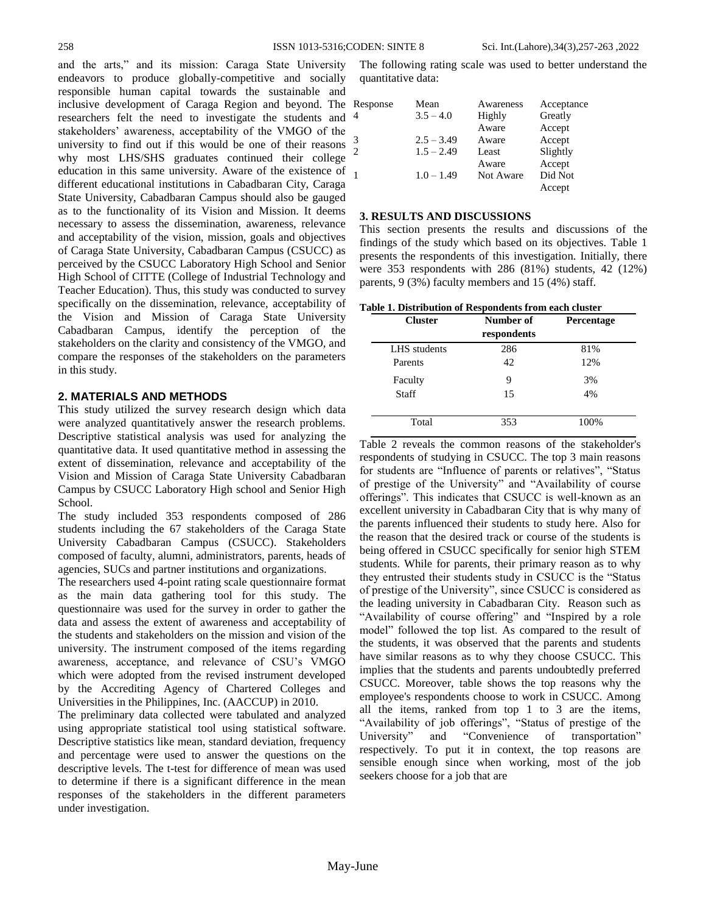and the arts," and its mission: Caraga State University endeavors to produce globally-competitive and socially responsible human capital towards the sustainable and inclusive development of Caraga Region and beyond. The researchers felt the need to investigate the students and stakeholders' awareness, acceptability of the VMGO of the university to find out if this would be one of their reasons why most LHS/SHS graduates continued their college education in this same university. Aware of the existence of different educational institutions in Cabadbaran City, Caraga State University, Cabadbaran Campus should also be gauged as to the functionality of its Vision and Mission. It deems necessary to assess the dissemination, awareness, relevance and acceptability of the vision, mission, goals and objectives of Caraga State University, Cabadbaran Campus (CSUCC) as perceived by the CSUCC Laboratory High School and Senior High School of CITTE (College of Industrial Technology and Teacher Education). Thus, this study was conducted to survey specifically on the dissemination, relevance, acceptability of the Vision and Mission of Caraga State University Cabadbaran Campus, identify the perception of the stakeholders on the clarity and consistency of the VMGO, and compare the responses of the stakeholders on the parameters in this study.

## 2. MATERIALS AND METHODS

This study utilized the survey research design which data were analyzed quantitatively answer the research problems. Descriptive statistical analysis was used for analyzing the quantitative data. It used quantitative method in assessing the extent of dissemination, relevance and acceptability of the Vision and Mission of Caraga State University Cabadbaran Campus by CSUCC Laboratory High school and Senior High School.

The study included 353 respondents composed of 286 students including the 67 stakeholders of the Caraga State University Cabadbaran Campus (CSUCC). Stakeholders composed of faculty, alumni, administrators, parents, heads of agencies, SUCs and partner institutions and organizations.

The researchers used 4-point rating scale questionnaire format as the main data gathering tool for this study. The questionnaire was used for the survey in order to gather the data and assess the extent of awareness and acceptability of the students and stakeholders on the mission and vision of the university. The instrument composed of the items regarding awareness, acceptance, and relevance of CSU's VMGO which were adopted from the revised instrument developed by the Accrediting Agency of Chartered Colleges and Universities in the Philippines, Inc. (AACCUP) in 2010.

The preliminary data collected were tabulated and analyzed using appropriate statistical tool using statistical software. Descriptive statistics like mean, standard deviation, frequency and percentage were used to answer the questions on the descriptive levels. The t-test for difference of mean was used to determine if there is a significant difference in the mean responses of the stakeholders in the different parameters under investigation.

The following rating scale was used to better understand the quantitative data:

| Response | Mean | Awareness | Acceptance |
|---|---|---|---|
| 4 | 3.5 – 4.0 | Highly Aware | Greatly Accept |
| 3 | 2.5 – 3.49 | Aware | Accept |
| 2 | 1.5 – 2.49 | Least Aware | Slightly Accept |
| 1 | 1.0 – 1.49 | Not Aware | Did Not Accept |

## 3. RESULTS AND DISCUSSIONS

This section presents the results and discussions of the findings of the study which based on its objectives. Table 1 presents the respondents of this investigation. Initially, there were 353 respondents with 286 (81%) students, 42 (12%) parents, 9 (3%) faculty members and 15 (4%) staff.

**Table 1. Distribution of Respondents from each cluster**

| Cluster | Number of respondents | Percentage |
|---|---|---|
| LHS students | 286 | 81% |
| Parents | 42 | 12% |
| Faculty | 9 | 3% |
| Staff | 15 | 4% |
| Total | 353 | 100% |

Table 2 reveals the common reasons of the stakeholder's respondents of studying in CSUCC. The top 3 main reasons for students are "Influence of parents or relatives", "Status of prestige of the University" and "Availability of course offerings". This indicates that CSUCC is well-known as an excellent university in Cabadbaran City that is why many of the parents influenced their students to study here. Also for the reason that the desired track or course of the students is being offered in CSUCC specifically for senior high STEM students. While for parents, their primary reason as to why they entrusted their students study in CSUCC is the "Status of prestige of the University", since CSUCC is considered as the leading university in Cabadbaran City. Reason such as "Availability of course offering" and "Inspired by a role model" followed the top list. As compared to the result of the students, it was observed that the parents and students have similar reasons as to why they choose CSUCC. This implies that the students and parents undoubtedly preferred CSUCC. Moreover, table shows the top reasons why the employee's respondents choose to work in CSUCC. Among all the items, ranked from top 1 to 3 are the items, "Availability of job offerings", "Status of prestige of the University" and "Convenience of transportation" respectively. To put it in context, the top reasons are sensible enough since when working, most of the job seekers choose for a job that are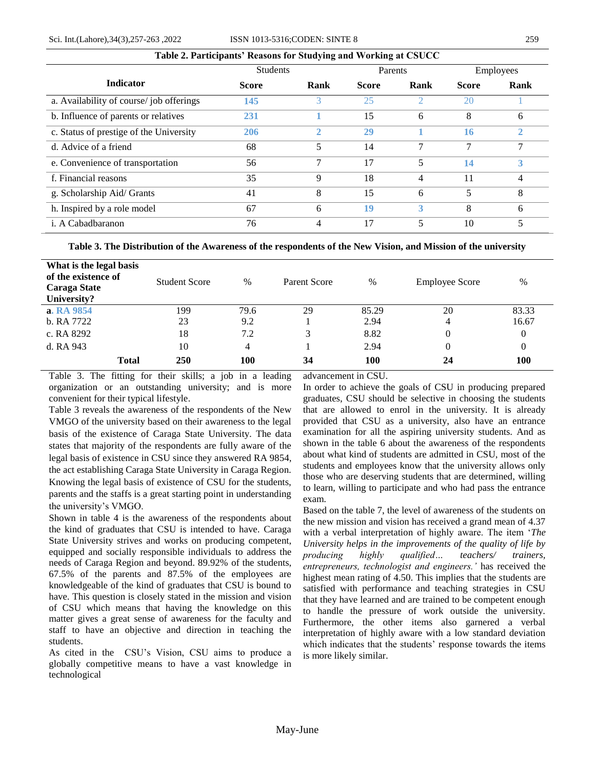**Table 2. Participants' Reasons for Studying and Working at CSUCC**

| Indicator | Students | | Parents | | Employees | |
|---|---|---|---|---|---|---|
| | **Score** | **Rank** | **Score** | **Rank** | **Score** | **Rank** |
| a. Availability of course/ job offerings | **145** | 3 | 25 | 2 | 20 | 1 |
| b. Influence of parents or relatives | **231** | **1** | 15 | 6 | 8 | 6 |
| c. Status of prestige of the University | **206** | **2** | **29** | **1** | **16** | **2** |
| d. Advice of a friend | 68 | 5 | 14 | 7 | 7 | 7 |
| e. Convenience of transportation | 56 | 7 | 17 | 5 | **14** | **3** |
| f. Financial reasons | 35 | 9 | 18 | 4 | 11 | 4 |
| g. Scholarship Aid/ Grants | 41 | 8 | 15 | 6 | 5 | 8 |
| h. Inspired by a role model | 67 | 6 | **19** | **3** | 8 | 6 |
| i. A Cabadbaranon | 76 | 4 | 17 | 5 | 10 | 5 |

**Table 3. The Distribution of the Awareness of the respondents of the New Vision, and Mission of the university**

| **What is the legal basis of the existence of Caraga State University?** | Student Score | % | Parent Score | % | Employee Score | % |
|---|---|---|---|---|---|---|
| **a. RA 9854** | 199 | 79.6 | 29 | 85.29 | 20 | 83.33 |
| b. RA 7722 | 23 | 9.2 | 1 | 2.94 | 4 | 16.67 |
| c. RA 8292 | 18 | 7.2 | 3 | 8.82 | 0 | 0 |
| d. RA 943 | 10 | 4 | 1 | 2.94 | 0 | 0 |
| **Total** | **250** | **100** | **34** | **100** | **24** | **100** |

Table 3. The fitting for their skills; a job in a leading organization or an outstanding university; and is more convenient for their typical lifestyle.

Table 3 reveals the awareness of the respondents of the New VMGO of the university based on their awareness to the legal basis of the existence of Caraga State University. The data states that majority of the respondents are fully aware of the legal basis of existence in CSU since they answered RA 9854, the act establishing Caraga State University in Caraga Region. Knowing the legal basis of existence of CSU for the students, parents and the staffs is a great starting point in understanding the university's VMGO.

Shown in table 4 is the awareness of the respondents about the kind of graduates that CSU is intended to have. Caraga State University strives and works on producing competent, equipped and socially responsible individuals to address the needs of Caraga Region and beyond. 89.92% of the students, 67.5% of the parents and 87.5% of the employees are knowledgeable of the kind of graduates that CSU is bound to have. This question is closely stated in the mission and vision of CSU which means that having the knowledge on this matter gives a great sense of awareness for the faculty and staff to have an objective and direction in teaching the students.

As cited in the CSU's Vision, CSU aims to produce a globally competitive means to have a vast knowledge in technological advancement in CSU.

In order to achieve the goals of CSU in producing prepared graduates, CSU should be selective in choosing the students that are allowed to enrol in the university. It is already provided that CSU as a university, also have an entrance examination for all the aspiring university students. And as shown in the table 6 about the awareness of the respondents about what kind of students are admitted in CSU, most of the students and employees know that the university allows only those who are deserving students that are determined, willing to learn, willing to participate and who had pass the entrance exam.

Based on the table 7, the level of awareness of the students on the new mission and vision has received a grand mean of 4.37 with a verbal interpretation of highly aware. The item '*The University helps in the improvements of the quality of life by producing highly qualified… teachers/ trainers, entrepreneurs, technologist and engineers.'* has received the highest mean rating of 4.50. This implies that the students are satisfied with performance and teaching strategies in CSU that they have learned and are trained to be competent enough to handle the pressure of work outside the university. Furthermore, the other items also garnered a verbal interpretation of highly aware with a low standard deviation which indicates that the students' response towards the items is more likely similar.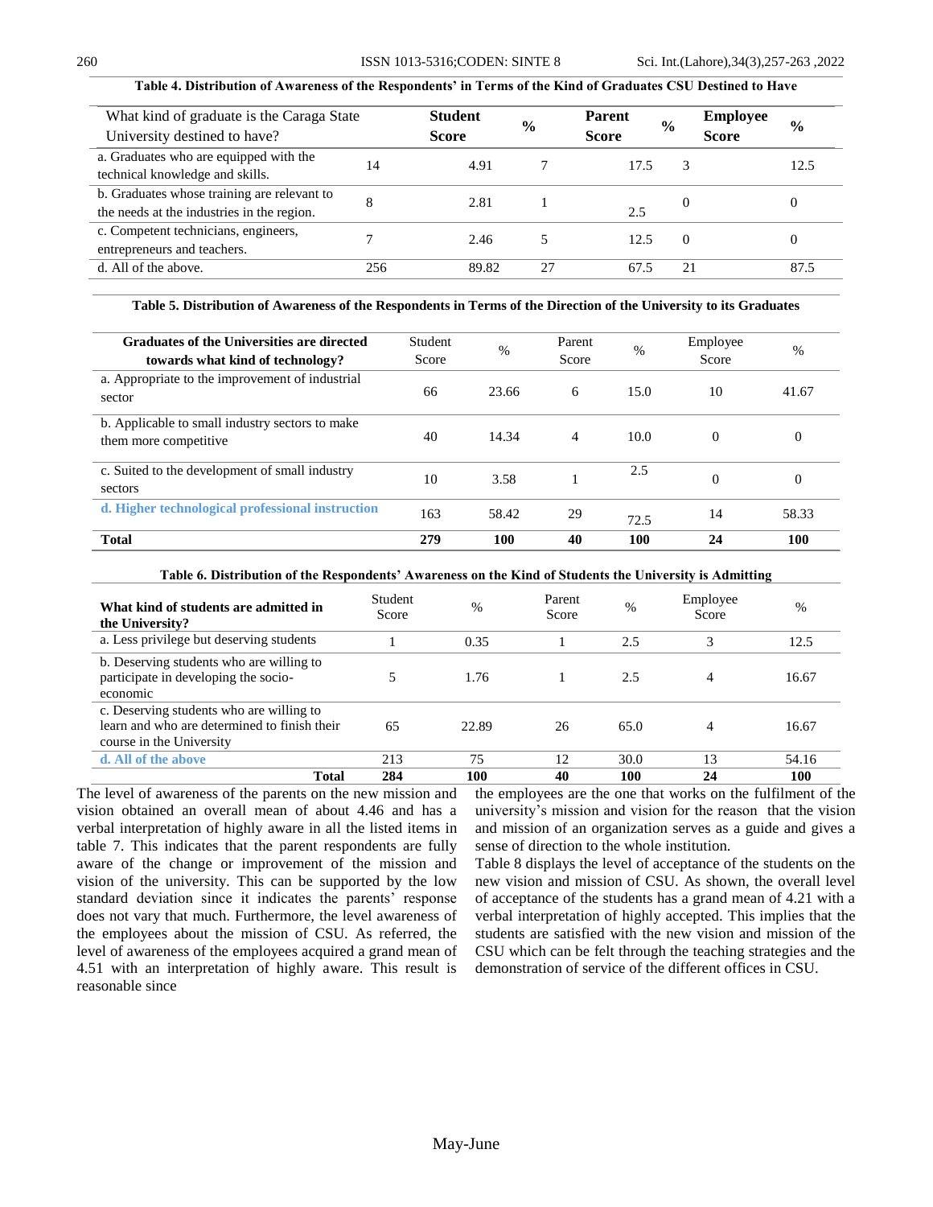**Table 4. Distribution of Awareness of the Respondents' in Terms of the Kind of Graduates CSU Destined to Have**

| What kind of graduate is the Caraga State University destined to have? | Student Score | % | Parent Score | % | Employee Score | % |
|---|---|---|---|---|---|---|
| a. Graduates who are equipped with the technical knowledge and skills. | 14 | 4.91 | 7 | 17.5 | 3 | 12.5 |
| b. Graduates whose training are relevant to the needs at the industries in the region. | 8 | 2.81 | 1 | 2.5 | 0 | 0 |
| c. Competent technicians, engineers, entrepreneurs and teachers. | 7 | 2.46 | 5 | 12.5 | 0 | 0 |
| d. All of the above. | 256 | 89.82 | 27 | 67.5 | 21 | 87.5 |

**Table 5. Distribution of Awareness of the Respondents in Terms of the Direction of the University to its Graduates**

| Graduates of the Universities are directed towards what kind of technology? | Student Score | % | Parent Score | % | Employee Score | % |
|---|---|---|---|---|---|---|
| a. Appropriate to the improvement of industrial sector | 66 | 23.66 | 6 | 15.0 | 10 | 41.67 |
| b. Applicable to small industry sectors to make them more competitive | 40 | 14.34 | 4 | 10.0 | 0 | 0 |
| c. Suited to the development of small industry sectors | 10 | 3.58 | 1 | 2.5 | 0 | 0 |
| **d. Higher technological professional instruction** | 163 | 58.42 | 29 | 72.5 | 14 | 58.33 |
| **Total** | **279** | **100** | **40** | **100** | **24** | **100** |

**Table 6. Distribution of the Respondents' Awareness on the Kind of Students the University is Admitting**

| What kind of students are admitted in the University? | Student Score | % | Parent Score | % | Employee Score | % |
|---|---|---|---|---|---|---|
| a. Less privilege but deserving students | 1 | 0.35 | 1 | 2.5 | 3 | 12.5 |
| b. Deserving students who are willing to participate in developing the socio-economic | 5 | 1.76 | 1 | 2.5 | 4 | 16.67 |
| c. Deserving students who are willing to learn and who are determined to finish their course in the University | 65 | 22.89 | 26 | 65.0 | 4 | 16.67 |
| **d. All of the above** | 213 | 75 | 12 | 30.0 | 13 | 54.16 |
| **Total** | **284** | **100** | **40** | **100** | **24** | **100** |

The level of awareness of the parents on the new mission and vision obtained an overall mean of about 4.46 and has a verbal interpretation of highly aware in all the listed items in table 7. This indicates that the parent respondents are fully aware of the change or improvement of the mission and vision of the university. This can be supported by the low standard deviation since it indicates the parents' response does not vary that much. Furthermore, the level awareness of the employees about the mission of CSU. As referred, the level of awareness of the employees acquired a grand mean of 4.51 with an interpretation of highly aware. This result is reasonable since the employees are the one that works on the fulfilment of the university's mission and vision for the reason that the vision and mission of an organization serves as a guide and gives a sense of direction to the whole institution.

Table 8 displays the level of acceptance of the students on the new vision and mission of CSU. As shown, the overall level of acceptance of the students has a grand mean of 4.21 with a verbal interpretation of highly accepted. This implies that the students are satisfied with the new vision and mission of the CSU which can be felt through the teaching strategies and the demonstration of service of the different offices in CSU.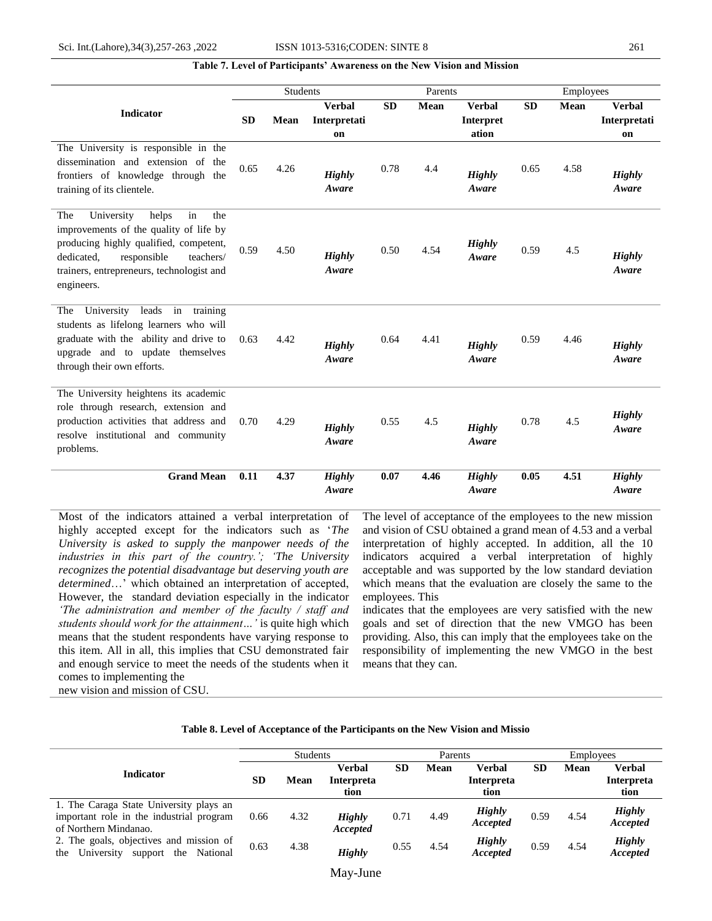**Table 7. Level of Participants' Awareness on the New Vision and Mission**

| Indicator | Students | | | Parents | | | Employees | | |
|---|---|---|---|---|---|---|---|---|---|
| | SD | Mean | Verbal Interpretation | SD | Mean | Verbal Interpretation | SD | Mean | Verbal Interpretation |
| The University is responsible in the dissemination and extension of the frontiers of knowledge through the training of its clientele. | 0.65 | 4.26 | *Highly Aware* | 0.78 | 4.4 | *Highly Aware* | 0.65 | 4.58 | *Highly Aware* |
| The University helps in the improvements of the quality of life by producing highly qualified, competent, dedicated, responsible teachers/ trainers, entrepreneurs, technologist and engineers. | 0.59 | 4.50 | *Highly Aware* | 0.50 | 4.54 | *Highly Aware* | 0.59 | 4.5 | *Highly Aware* |
| The University leads in training students as lifelong learners who will graduate with the ability and drive to upgrade and to update themselves through their own efforts. | 0.63 | 4.42 | *Highly Aware* | 0.64 | 4.41 | *Highly Aware* | 0.59 | 4.46 | *Highly Aware* |
| The University heightens its academic role through research, extension and production activities that address and resolve institutional and community problems. | 0.70 | 4.29 | *Highly Aware* | 0.55 | 4.5 | *Highly Aware* | 0.78 | 4.5 | *Highly Aware* |
| **Grand Mean** | **0.11** | **4.37** | ***Highly Aware*** | **0.07** | **4.46** | ***Highly Aware*** | **0.05** | **4.51** | ***Highly Aware*** |

Most of the indicators attained a verbal interpretation of highly accepted except for the indicators such as '*The University is asked to supply the manpower needs of the industries in this part of the country.'; 'The University recognizes the potential disadvantage but deserving youth are determined*…' which obtained an interpretation of accepted, However, the standard deviation especially in the indicator *'The administration and member of the faculty / staff and students should work for the attainment…'* is quite high which means that the student respondents have varying response to this item. All in all, this implies that CSU demonstrated fair and enough service to meet the needs of the students when it comes to implementing the new vision and mission of CSU.

The level of acceptance of the employees to the new mission and vision of CSU obtained a grand mean of 4.53 and a verbal interpretation of highly accepted. In addition, all the 10 indicators acquired a verbal interpretation of highly acceptable and was supported by the low standard deviation which means that the evaluation are closely the same to the employees. This indicates that the employees are very satisfied with the new goals and set of direction that the new VMGO has been providing. Also, this can imply that the employees take on the responsibility of implementing the new VMGO in the best means that they can.

**Table 8. Level of Acceptance of the Participants on the New Vision and Missio**

| Indicator | Students | | | Parents | | | Employees | | |
|---|---|---|---|---|---|---|---|---|---|
| | SD | Mean | Verbal Interpretation | SD | Mean | Verbal Interpretation | SD | Mean | Verbal Interpretation |
| 1. The Caraga State University plays an important role in the industrial program of Northern Mindanao. | 0.66 | 4.32 | *Highly Accepted* | 0.71 | 4.49 | *Highly Accepted* | 0.59 | 4.54 | *Highly Accepted* |
| 2. The goals, objectives and mission of the University support the National | 0.63 | 4.38 | *Highly* | 0.55 | 4.54 | *Highly Accepted* | 0.59 | 4.54 | *Highly Accepted* |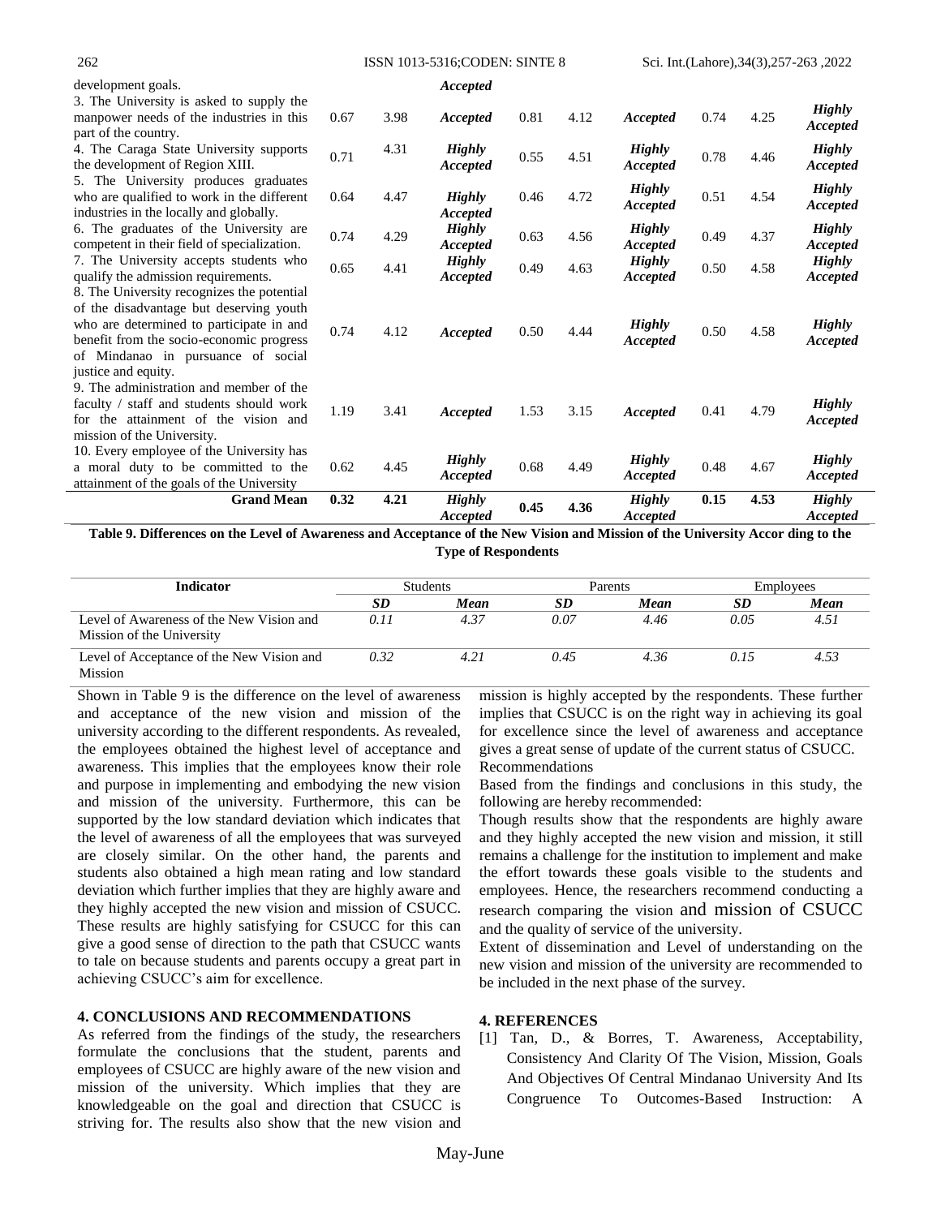| | | | | | | | | | |
|---|---|---|---|---|---|---|---|---|---|
| development goals. | | | ***Accepted*** | | | | | | |
| 3. The University is asked to supply the manpower needs of the industries in this part of the country. | 0.67 | 3.98 | ***Accepted*** | 0.81 | 4.12 | ***Accepted*** | 0.74 | 4.25 | ***Highly Accepted*** |
| 4. The Caraga State University supports the development of Region XIII. | 0.71 | 4.31 | ***Highly Accepted*** | 0.55 | 4.51 | ***Highly Accepted*** | 0.78 | 4.46 | ***Highly Accepted*** |
| 5. The University produces graduates who are qualified to work in the different industries in the locally and globally. | 0.64 | 4.47 | ***Highly Accepted*** | 0.46 | 4.72 | ***Highly Accepted*** | 0.51 | 4.54 | ***Highly Accepted*** |
| 6. The graduates of the University are competent in their field of specialization. | 0.74 | 4.29 | ***Highly Accepted*** | 0.63 | 4.56 | ***Highly Accepted*** | 0.49 | 4.37 | ***Highly Accepted*** |
| 7. The University accepts students who qualify the admission requirements. | 0.65 | 4.41 | ***Highly Accepted*** | 0.49 | 4.63 | ***Highly Accepted*** | 0.50 | 4.58 | ***Highly Accepted*** |
| 8. The University recognizes the potential of the disadvantage but deserving youth who are determined to participate in and benefit from the socio-economic progress of Mindanao in pursuance of social justice and equity. | 0.74 | 4.12 | ***Accepted*** | 0.50 | 4.44 | ***Highly Accepted*** | 0.50 | 4.58 | ***Highly Accepted*** |
| 9. The administration and member of the faculty / staff and students should work for the attainment of the vision and mission of the University. | 1.19 | 3.41 | ***Accepted*** | 1.53 | 3.15 | ***Accepted*** | 0.41 | 4.79 | ***Highly Accepted*** |
| 10. Every employee of the University has a moral duty to be committed to the attainment of the goals of the University | 0.62 | 4.45 | ***Highly Accepted*** | 0.68 | 4.49 | ***Highly Accepted*** | 0.48 | 4.67 | ***Highly Accepted*** |
| **Grand Mean** | **0.32** | **4.21** | ***Highly Accepted*** | **0.45** | **4.36** | ***Highly Accepted*** | **0.15** | **4.53** | ***Highly Accepted*** |

**Table 9. Differences on the Level of Awareness and Acceptance of the New Vision and Mission of the University Accor ding to the Type of Respondents**

| **Indicator** | Students | | Parents | | Employees | |
|---|---|---|---|---|---|---|
| | ***SD*** | ***Mean*** | ***SD*** | ***Mean*** | ***SD*** | ***Mean*** |
| Level of Awareness of the New Vision and Mission of the University | *0.11* | *4.37* | *0.07* | *4.46* | *0.05* | *4.51* |
| Level of Acceptance of the New Vision and Mission | *0.32* | *4.21* | *0.45* | *4.36* | *0.15* | *4.53* |

Shown in Table 9 is the difference on the level of awareness and acceptance of the new vision and mission of the university according to the different respondents. As revealed, the employees obtained the highest level of acceptance and awareness. This implies that the employees know their role and purpose in implementing and embodying the new vision and mission of the university. Furthermore, this can be supported by the low standard deviation which indicates that the level of awareness of all the employees that was surveyed are closely similar. On the other hand, the parents and students also obtained a high mean rating and low standard deviation which further implies that they are highly aware and they highly accepted the new vision and mission of CSUCC. These results are highly satisfying for CSUCC for this can give a good sense of direction to the path that CSUCC wants to tale on because students and parents occupy a great part in achieving CSUCC's aim for excellence.

## 4. CONCLUSIONS AND RECOMMENDATIONS

As referred from the findings of the study, the researchers formulate the conclusions that the student, parents and employees of CSUCC are highly aware of the new vision and mission of the university. Which implies that they are knowledgeable on the goal and direction that CSUCC is striving for. The results also show that the new vision and mission is highly accepted by the respondents. These further implies that CSUCC is on the right way in achieving its goal for excellence since the level of awareness and acceptance gives a great sense of update of the current status of CSUCC.

Recommendations

Based from the findings and conclusions in this study, the following are hereby recommended:

Though results show that the respondents are highly aware and they highly accepted the new vision and mission, it still remains a challenge for the institution to implement and make the effort towards these goals visible to the students and employees. Hence, the researchers recommend conducting a research comparing the vision and mission of CSUCC and the quality of service of the university.

Extent of dissemination and Level of understanding on the new vision and mission of the university are recommended to be included in the next phase of the survey.

## 4. REFERENCES

[1] Tan, D., & Borres, T. Awareness, Acceptability, Consistency And Clarity Of The Vision, Mission, Goals And Objectives Of Central Mindanao University And Its Congruence To Outcomes-Based Instruction: A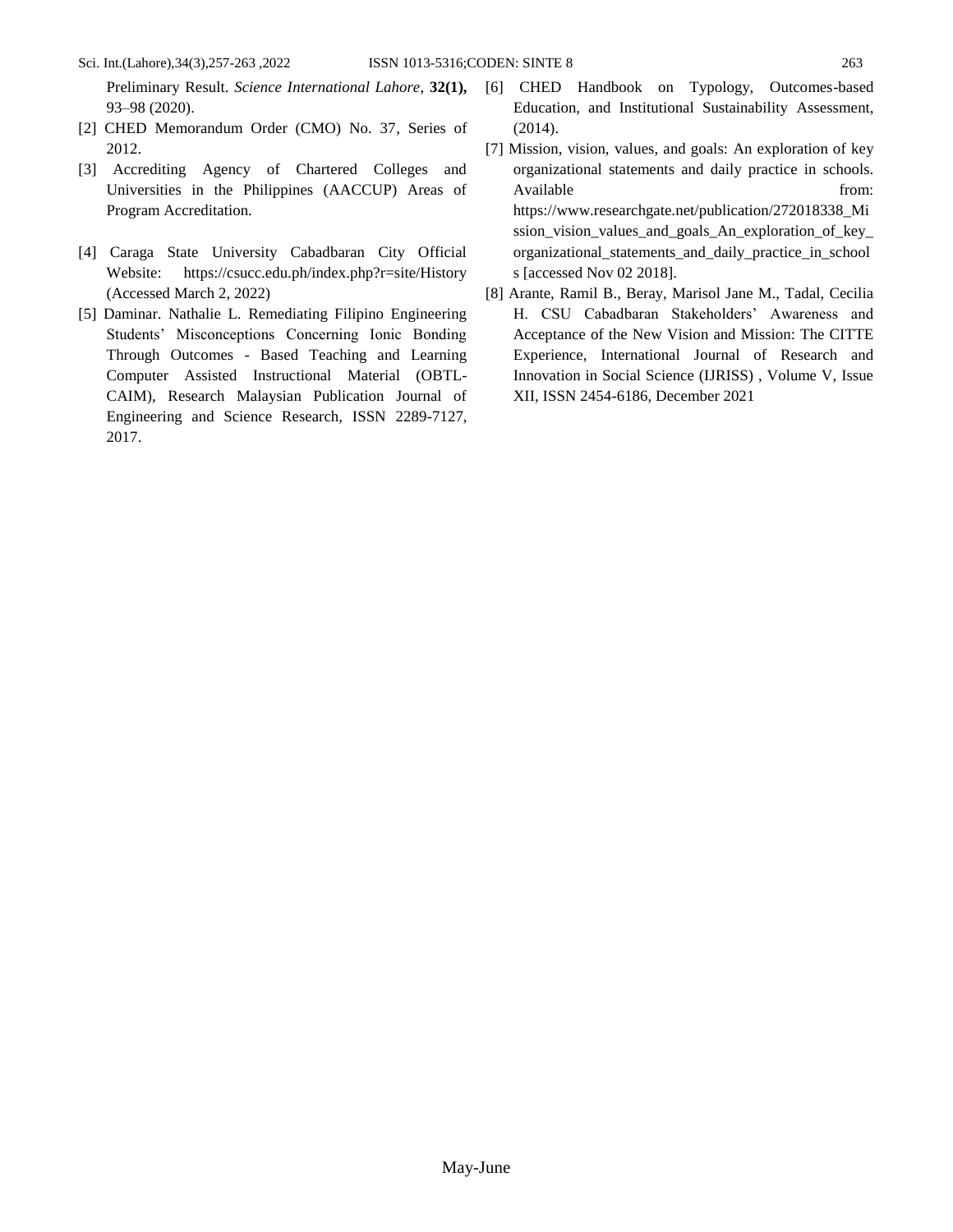Preliminary Result. *Science International Lahore*, **32(1),** 93–98 (2020).

[2] CHED Memorandum Order (CMO) No. 37, Series of 2012.

[3] Accrediting Agency of Chartered Colleges and Universities in the Philippines (AACCUP) Areas of Program Accreditation.

[4] Caraga State University Cabadbaran City Official Website: https://csucc.edu.ph/index.php?r=site/History (Accessed March 2, 2022)

[5] Daminar. Nathalie L. Remediating Filipino Engineering Students' Misconceptions Concerning Ionic Bonding Through Outcomes - Based Teaching and Learning Computer Assisted Instructional Material (OBTL-CAIM), Research Malaysian Publication Journal of Engineering and Science Research, ISSN 2289-7127, 2017.

[6] CHED Handbook on Typology, Outcomes-based Education, and Institutional Sustainability Assessment, (2014).

[7] Mission, vision, values, and goals: An exploration of key organizational statements and daily practice in schools. Available from: https://www.researchgate.net/publication/272018338_Mission_vision_values_and_goals_An_exploration_of_key_organizational_statements_and_daily_practice_in_schools [accessed Nov 02 2018].

[8] Arante, Ramil B., Beray, Marisol Jane M., Tadal, Cecilia H. CSU Cabadbaran Stakeholders' Awareness and Acceptance of the New Vision and Mission: The CITTE Experience, International Journal of Research and Innovation in Social Science (IJRISS) , Volume V, Issue XII, ISSN 2454-6186, December 2021